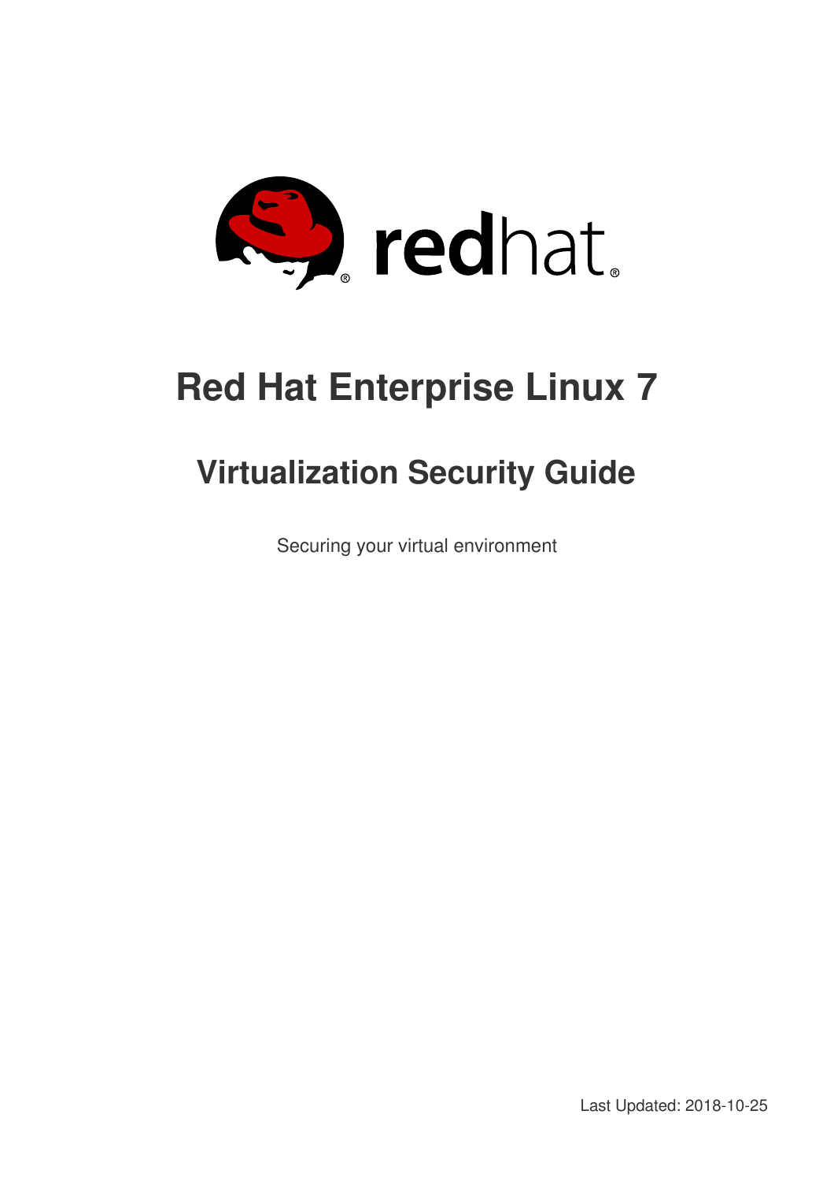# Red Hat Enterprise Linux 7

## Virtualization Security Guide

Securing your virtual environment

Last Updated: 2018-10-25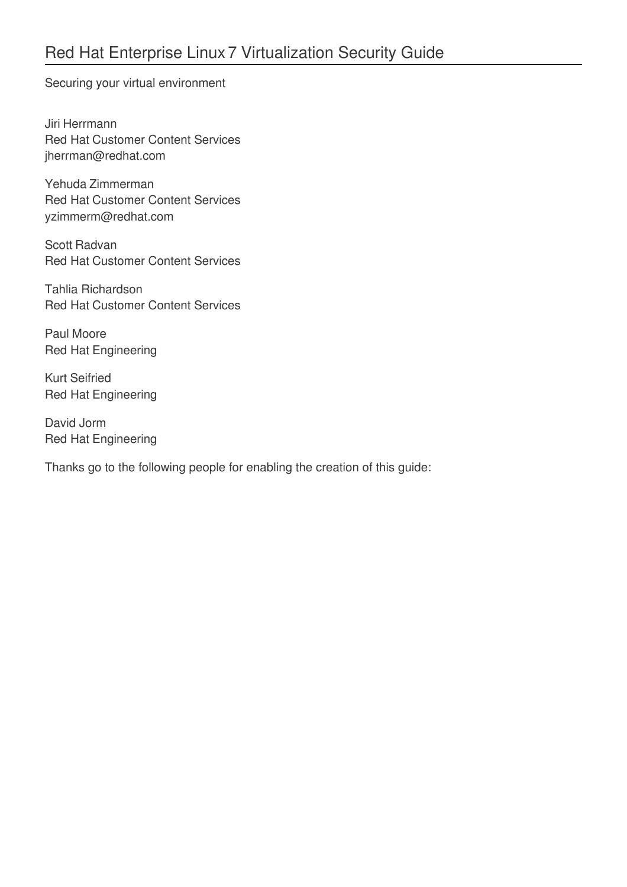# Red Hat Enterprise Linux 7 Virtualization Security Guide

Securing your virtual environment

Jiri Herrmann
Red Hat Customer Content Services
jherrman@redhat.com

Yehuda Zimmerman
Red Hat Customer Content Services
yzimmerm@redhat.com

Scott Radvan
Red Hat Customer Content Services

Tahlia Richardson
Red Hat Customer Content Services

Paul Moore
Red Hat Engineering

Kurt Seifried
Red Hat Engineering

David Jorm
Red Hat Engineering

Thanks go to the following people for enabling the creation of this guide: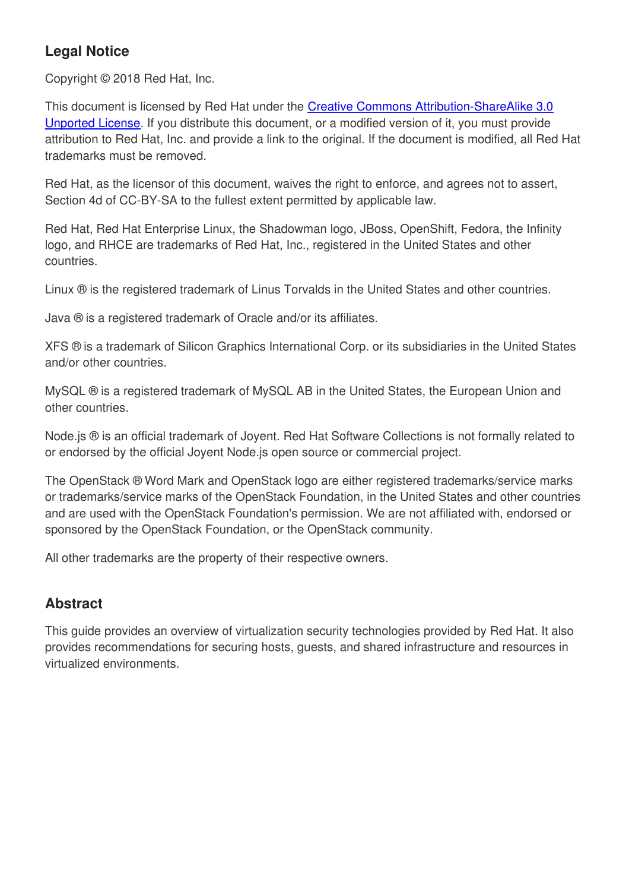## Legal Notice

Copyright © 2018 Red Hat, Inc.

This document is licensed by Red Hat under the Creative Commons Attribution-ShareAlike 3.0 Unported License. If you distribute this document, or a modified version of it, you must provide attribution to Red Hat, Inc. and provide a link to the original. If the document is modified, all Red Hat trademarks must be removed.

Red Hat, as the licensor of this document, waives the right to enforce, and agrees not to assert, Section 4d of CC-BY-SA to the fullest extent permitted by applicable law.

Red Hat, Red Hat Enterprise Linux, the Shadowman logo, JBoss, OpenShift, Fedora, the Infinity logo, and RHCE are trademarks of Red Hat, Inc., registered in the United States and other countries.

Linux ® is the registered trademark of Linus Torvalds in the United States and other countries.

Java ® is a registered trademark of Oracle and/or its affiliates.

XFS ® is a trademark of Silicon Graphics International Corp. or its subsidiaries in the United States and/or other countries.

MySQL ® is a registered trademark of MySQL AB in the United States, the European Union and other countries.

Node.js ® is an official trademark of Joyent. Red Hat Software Collections is not formally related to or endorsed by the official Joyent Node.js open source or commercial project.

The OpenStack ® Word Mark and OpenStack logo are either registered trademarks/service marks or trademarks/service marks of the OpenStack Foundation, in the United States and other countries and are used with the OpenStack Foundation's permission. We are not affiliated with, endorsed or sponsored by the OpenStack Foundation, or the OpenStack community.

All other trademarks are the property of their respective owners.

## Abstract

This guide provides an overview of virtualization security technologies provided by Red Hat. It also provides recommendations for securing hosts, guests, and shared infrastructure and resources in virtualized environments.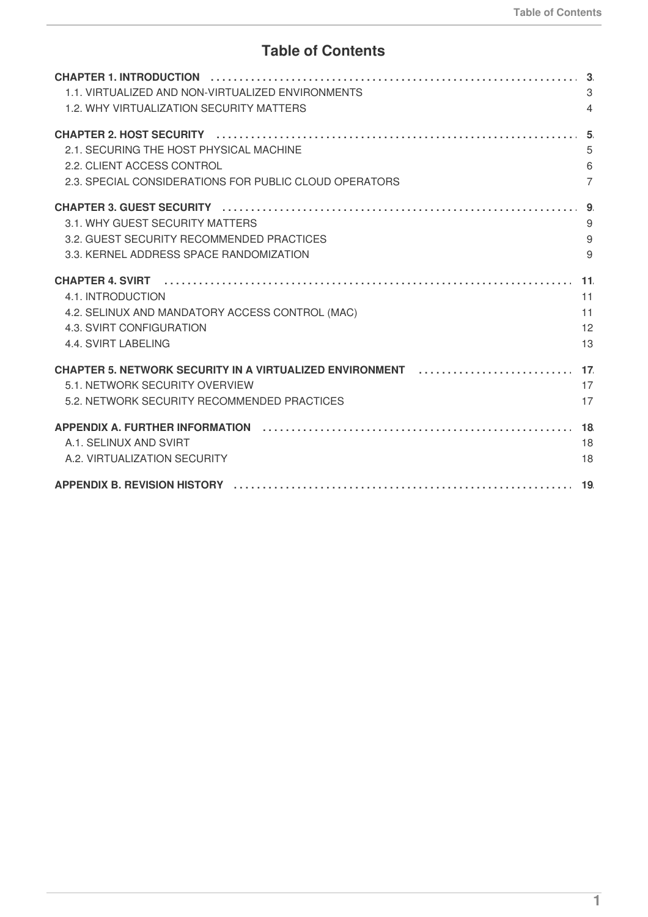# Table of Contents

**CHAPTER 1. INTRODUCTION** ..... **3**

1.1. VIRTUALIZED AND NON-VIRTUALIZED ENVIRONMENTS ..... 3

1.2. WHY VIRTUALIZATION SECURITY MATTERS ..... 4

**CHAPTER 2. HOST SECURITY** ..... **5**

2.1. SECURING THE HOST PHYSICAL MACHINE ..... 5

2.2. CLIENT ACCESS CONTROL ..... 6

2.3. SPECIAL CONSIDERATIONS FOR PUBLIC CLOUD OPERATORS ..... 7

**CHAPTER 3. GUEST SECURITY** ..... **9**

3.1. WHY GUEST SECURITY MATTERS ..... 9

3.2. GUEST SECURITY RECOMMENDED PRACTICES ..... 9

3.3. KERNEL ADDRESS SPACE RANDOMIZATION ..... 9

**CHAPTER 4. SVIRT** ..... **11**

4.1. INTRODUCTION ..... 11

4.2. SELINUX AND MANDATORY ACCESS CONTROL (MAC) ..... 11

4.3. SVIRT CONFIGURATION ..... 12

4.4. SVIRT LABELING ..... 13

**CHAPTER 5. NETWORK SECURITY IN A VIRTUALIZED ENVIRONMENT** ..... **17**

5.1. NETWORK SECURITY OVERVIEW ..... 17

5.2. NETWORK SECURITY RECOMMENDED PRACTICES ..... 17

**APPENDIX A. FURTHER INFORMATION** ..... **18**

A.1. SELINUX AND SVIRT ..... 18

A.2. VIRTUALIZATION SECURITY ..... 18

**APPENDIX B. REVISION HISTORY** ..... **19**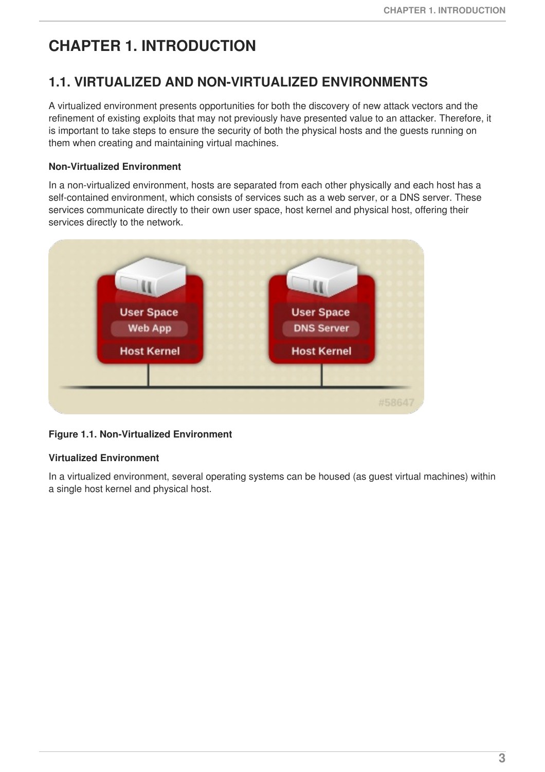# CHAPTER 1. INTRODUCTION

## 1.1. VIRTUALIZED AND NON-VIRTUALIZED ENVIRONMENTS

A virtualized environment presents opportunities for both the discovery of new attack vectors and the refinement of existing exploits that may not previously have presented value to an attacker. Therefore, it is important to take steps to ensure the security of both the physical hosts and the guests running on them when creating and maintaining virtual machines.

**Non-Virtualized Environment**

In a non-virtualized environment, hosts are separated from each other physically and each host has a self-contained environment, which consists of services such as a web server, or a DNS server. These services communicate directly to their own user space, host kernel and physical host, offering their services directly to the network.

**Figure 1.1. Non-Virtualized Environment**

**Virtualized Environment**

In a virtualized environment, several operating systems can be housed (as guest virtual machines) within a single host kernel and physical host.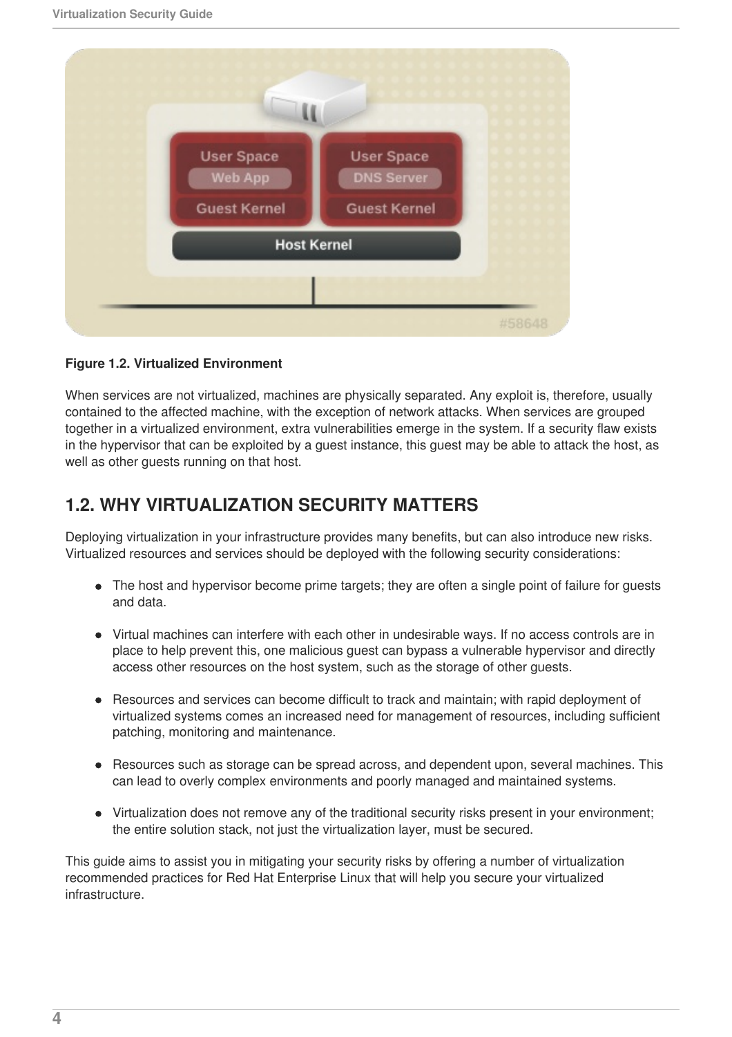**Figure 1.2. Virtualized Environment**

When services are not virtualized, machines are physically separated. Any exploit is, therefore, usually contained to the affected machine, with the exception of network attacks. When services are grouped together in a virtualized environment, extra vulnerabilities emerge in the system. If a security flaw exists in the hypervisor that can be exploited by a guest instance, this guest may be able to attack the host, as well as other guests running on that host.

## 1.2. WHY VIRTUALIZATION SECURITY MATTERS

Deploying virtualization in your infrastructure provides many benefits, but can also introduce new risks. Virtualized resources and services should be deployed with the following security considerations:

- The host and hypervisor become prime targets; they are often a single point of failure for guests and data.
- Virtual machines can interfere with each other in undesirable ways. If no access controls are in place to help prevent this, one malicious guest can bypass a vulnerable hypervisor and directly access other resources on the host system, such as the storage of other guests.
- Resources and services can become difficult to track and maintain; with rapid deployment of virtualized systems comes an increased need for management of resources, including sufficient patching, monitoring and maintenance.
- Resources such as storage can be spread across, and dependent upon, several machines. This can lead to overly complex environments and poorly managed and maintained systems.
- Virtualization does not remove any of the traditional security risks present in your environment; the entire solution stack, not just the virtualization layer, must be secured.

This guide aims to assist you in mitigating your security risks by offering a number of virtualization recommended practices for Red Hat Enterprise Linux that will help you secure your virtualized infrastructure.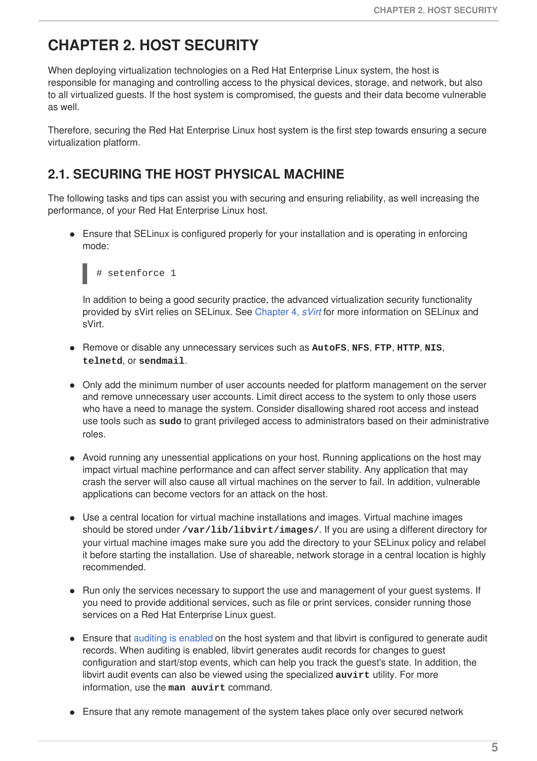# CHAPTER 2. HOST SECURITY

When deploying virtualization technologies on a Red Hat Enterprise Linux system, the host is responsible for managing and controlling access to the physical devices, storage, and network, but also to all virtualized guests. If the host system is compromised, the guests and their data become vulnerable as well.

Therefore, securing the Red Hat Enterprise Linux host system is the first step towards ensuring a secure virtualization platform.

## 2.1. SECURING THE HOST PHYSICAL MACHINE

The following tasks and tips can assist you with securing and ensuring reliability, as well increasing the performance, of your Red Hat Enterprise Linux host.

- Ensure that SELinux is configured properly for your installation and is operating in enforcing mode:

  ```
  # setenforce 1
  ```

  In addition to being a good security practice, the advanced virtualization security functionality provided by sVirt relies on SELinux. See Chapter 4, *sVirt* for more information on SELinux and sVirt.

- Remove or disable any unnecessary services such as **AutoFS**, **NFS**, **FTP**, **HTTP**, **NIS**, **telnetd**, or **sendmail**.

- Only add the minimum number of user accounts needed for platform management on the server and remove unnecessary user accounts. Limit direct access to the system to only those users who have a need to manage the system. Consider disallowing shared root access and instead use tools such as **sudo** to grant privileged access to administrators based on their administrative roles.

- Avoid running any unessential applications on your host. Running applications on the host may impact virtual machine performance and can affect server stability. Any application that may crash the server will also cause all virtual machines on the server to fail. In addition, vulnerable applications can become vectors for an attack on the host.

- Use a central location for virtual machine installations and images. Virtual machine images should be stored under **/var/lib/libvirt/images/**. If you are using a different directory for your virtual machine images make sure you add the directory to your SELinux policy and relabel it before starting the installation. Use of shareable, network storage in a central location is highly recommended.

- Run only the services necessary to support the use and management of your guest systems. If you need to provide additional services, such as file or print services, consider running those services on a Red Hat Enterprise Linux guest.

- Ensure that auditing is enabled on the host system and that libvirt is configured to generate audit records. When auditing is enabled, libvirt generates audit records for changes to guest configuration and start/stop events, which can help you track the guest's state. In addition, the libvirt audit events can also be viewed using the specialized **auvirt** utility. For more information, use the **man auvirt** command.

- Ensure that any remote management of the system takes place only over secured network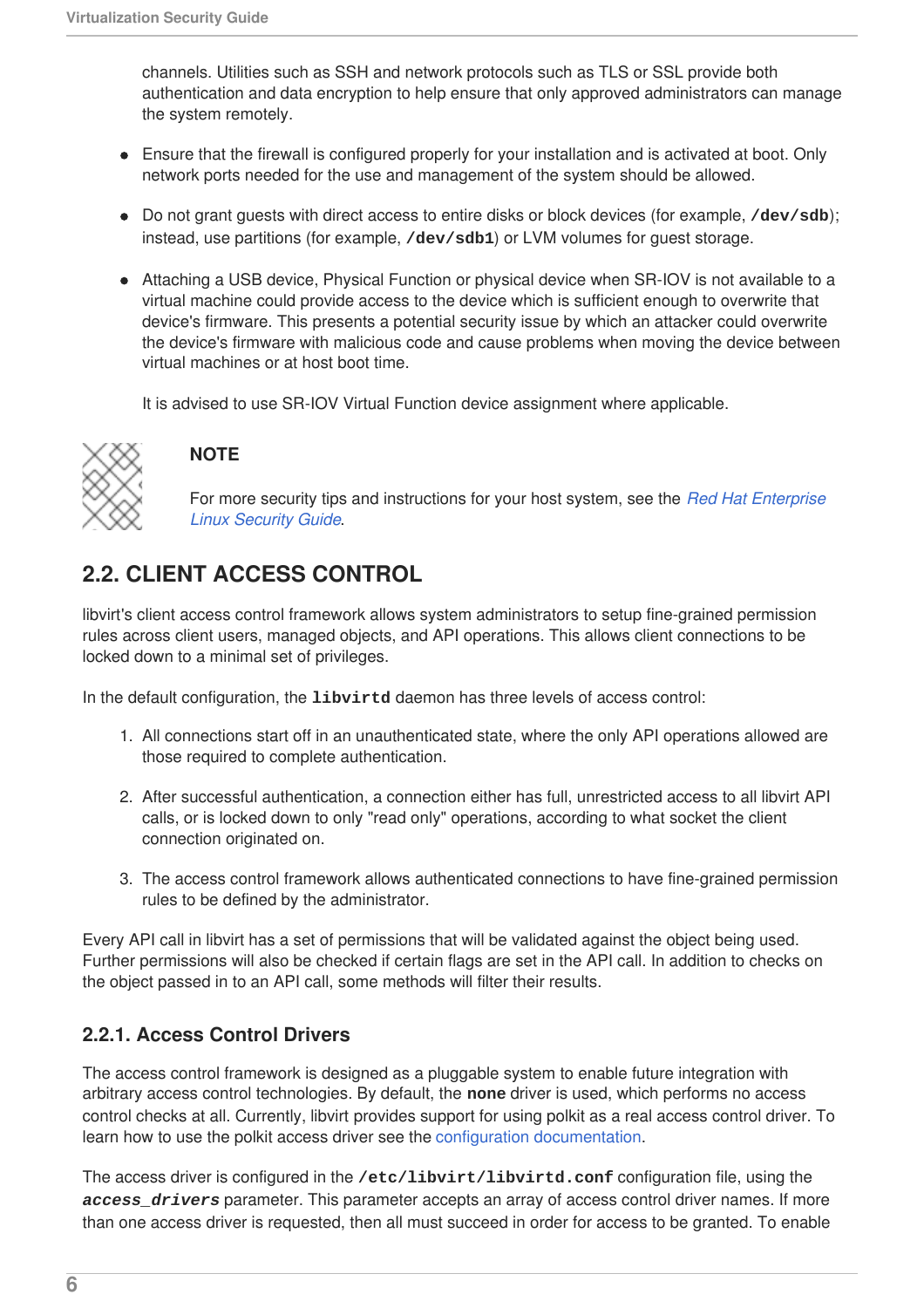channels. Utilities such as SSH and network protocols such as TLS or SSL provide both authentication and data encryption to help ensure that only approved administrators can manage the system remotely.

- Ensure that the firewall is configured properly for your installation and is activated at boot. Only network ports needed for the use and management of the system should be allowed.

- Do not grant guests with direct access to entire disks or block devices (for example, **/dev/sdb**); instead, use partitions (for example, **/dev/sdb1**) or LVM volumes for guest storage.

- Attaching a USB device, Physical Function or physical device when SR-IOV is not available to a virtual machine could provide access to the device which is sufficient enough to overwrite that device's firmware. This presents a potential security issue by which an attacker could overwrite the device's firmware with malicious code and cause problems when moving the device between virtual machines or at host boot time.

  It is advised to use SR-IOV Virtual Function device assignment where applicable.

> **NOTE**
>
> For more security tips and instructions for your host system, see the *Red Hat Enterprise Linux Security Guide*.

## 2.2. CLIENT ACCESS CONTROL

libvirt's client access control framework allows system administrators to setup fine-grained permission rules across client users, managed objects, and API operations. This allows client connections to be locked down to a minimal set of privileges.

In the default configuration, the **libvirtd** daemon has three levels of access control:

1. All connections start off in an unauthenticated state, where the only API operations allowed are those required to complete authentication.

2. After successful authentication, a connection either has full, unrestricted access to all libvirt API calls, or is locked down to only "read only" operations, according to what socket the client connection originated on.

3. The access control framework allows authenticated connections to have fine-grained permission rules to be defined by the administrator.

Every API call in libvirt has a set of permissions that will be validated against the object being used. Further permissions will also be checked if certain flags are set in the API call. In addition to checks on the object passed in to an API call, some methods will filter their results.

### 2.2.1. Access Control Drivers

The access control framework is designed as a pluggable system to enable future integration with arbitrary access control technologies. By default, the **none** driver is used, which performs no access control checks at all. Currently, libvirt provides support for using polkit as a real access control driver. To learn how to use the polkit access driver see the configuration documentation.

The access driver is configured in the **/etc/libvirt/libvirtd.conf** configuration file, using the ***access_drivers*** parameter. This parameter accepts an array of access control driver names. If more than one access driver is requested, then all must succeed in order for access to be granted. To enable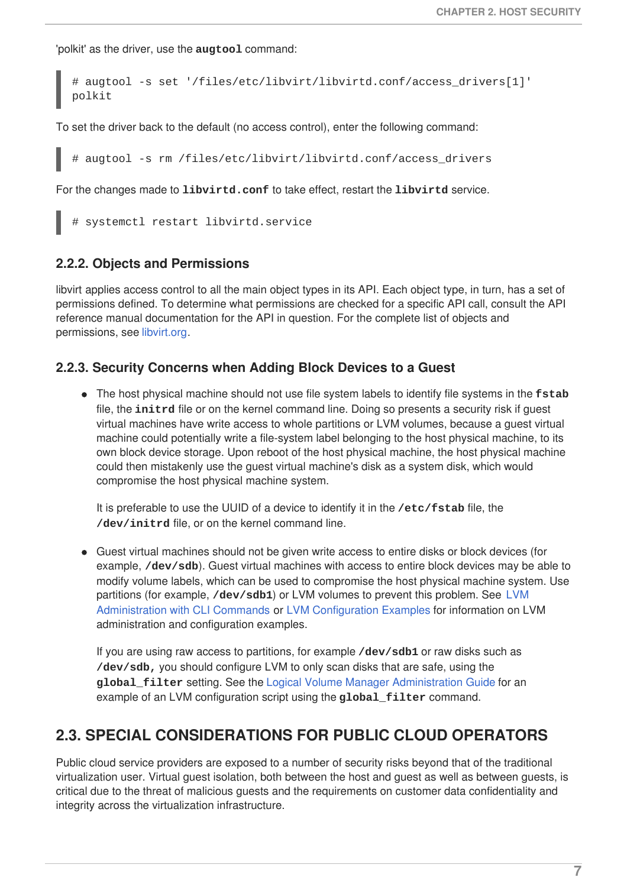'polkit' as the driver, use the **augtool** command:

```
# augtool -s set '/files/etc/libvirt/libvirtd.conf/access_drivers[1]'
polkit
```

To set the driver back to the default (no access control), enter the following command:

```
# augtool -s rm /files/etc/libvirt/libvirtd.conf/access_drivers
```

For the changes made to **libvirtd.conf** to take effect, restart the **libvirtd** service.

```
# systemctl restart libvirtd.service
```

### 2.2.2. Objects and Permissions

libvirt applies access control to all the main object types in its API. Each object type, in turn, has a set of permissions defined. To determine what permissions are checked for a specific API call, consult the API reference manual documentation for the API in question. For the complete list of objects and permissions, see libvirt.org.

### 2.2.3. Security Concerns when Adding Block Devices to a Guest

- The host physical machine should not use file system labels to identify file systems in the **fstab** file, the **initrd** file or on the kernel command line. Doing so presents a security risk if guest virtual machines have write access to whole partitions or LVM volumes, because a guest virtual machine could potentially write a file-system label belonging to the host physical machine, to its own block device storage. Upon reboot of the host physical machine, the host physical machine could then mistakenly use the guest virtual machine's disk as a system disk, which would compromise the host physical machine system.

  It is preferable to use the UUID of a device to identify it in the **/etc/fstab** file, the **/dev/initrd** file, or on the kernel command line.

- Guest virtual machines should not be given write access to entire disks or block devices (for example, **/dev/sdb**). Guest virtual machines with access to entire block devices may be able to modify volume labels, which can be used to compromise the host physical machine system. Use partitions (for example, **/dev/sdb1**) or LVM volumes to prevent this problem. See LVM Administration with CLI Commands or LVM Configuration Examples for information on LVM administration and configuration examples.

  If you are using raw access to partitions, for example **/dev/sdb1** or raw disks such as **/dev/sdb,** you should configure LVM to only scan disks that are safe, using the **global_filter** setting. See the Logical Volume Manager Administration Guide for an example of an LVM configuration script using the **global_filter** command.

## 2.3. SPECIAL CONSIDERATIONS FOR PUBLIC CLOUD OPERATORS

Public cloud service providers are exposed to a number of security risks beyond that of the traditional virtualization user. Virtual guest isolation, both between the host and guest as well as between guests, is critical due to the threat of malicious guests and the requirements on customer data confidentiality and integrity across the virtualization infrastructure.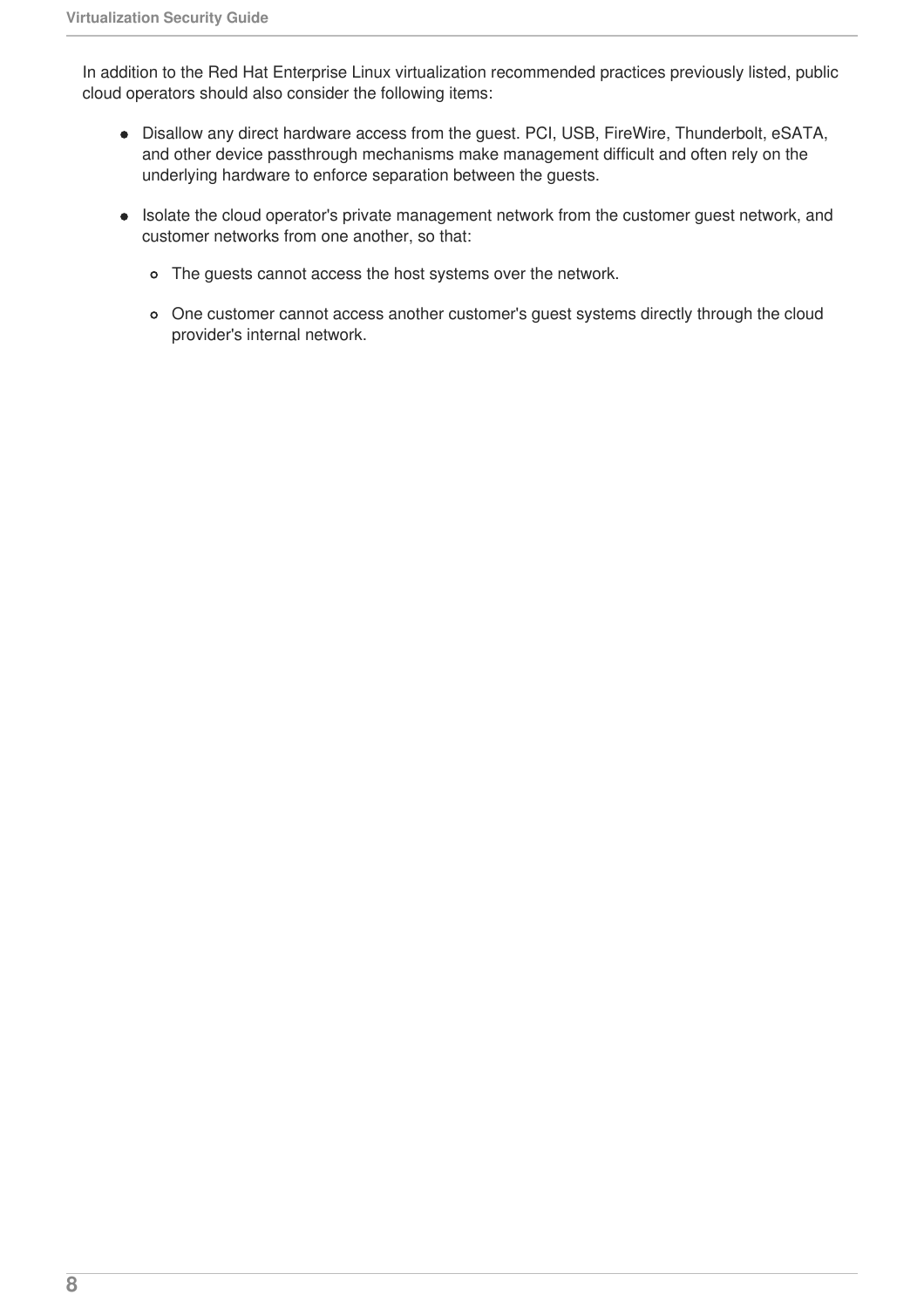In addition to the Red Hat Enterprise Linux virtualization recommended practices previously listed, public cloud operators should also consider the following items:

- Disallow any direct hardware access from the guest. PCI, USB, FireWire, Thunderbolt, eSATA, and other device passthrough mechanisms make management difficult and often rely on the underlying hardware to enforce separation between the guests.
- Isolate the cloud operator's private management network from the customer guest network, and customer networks from one another, so that:
  - The guests cannot access the host systems over the network.
  - One customer cannot access another customer's guest systems directly through the cloud provider's internal network.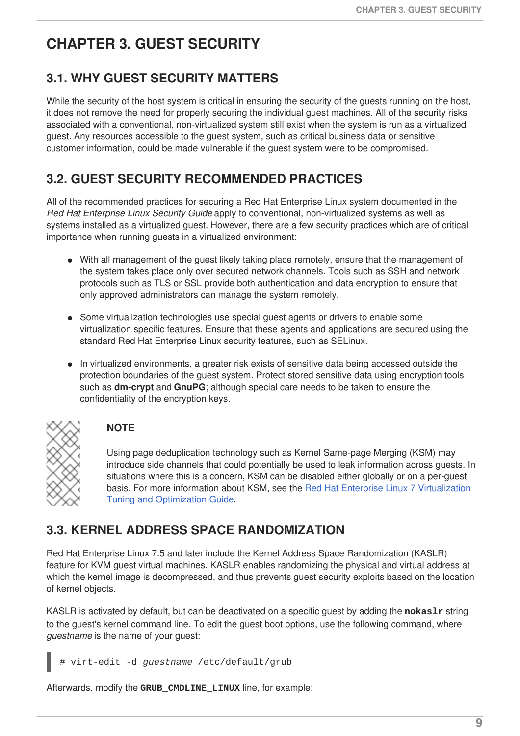# CHAPTER 3. GUEST SECURITY

## 3.1. WHY GUEST SECURITY MATTERS

While the security of the host system is critical in ensuring the security of the guests running on the host, it does not remove the need for properly securing the individual guest machines. All of the security risks associated with a conventional, non-virtualized system still exist when the system is run as a virtualized guest. Any resources accessible to the guest system, such as critical business data or sensitive customer information, could be made vulnerable if the guest system were to be compromised.

## 3.2. GUEST SECURITY RECOMMENDED PRACTICES

All of the recommended practices for securing a Red Hat Enterprise Linux system documented in the *Red Hat Enterprise Linux Security Guide* apply to conventional, non-virtualized systems as well as systems installed as a virtualized guest. However, there are a few security practices which are of critical importance when running guests in a virtualized environment:

- With all management of the guest likely taking place remotely, ensure that the management of the system takes place only over secured network channels. Tools such as SSH and network protocols such as TLS or SSL provide both authentication and data encryption to ensure that only approved administrators can manage the system remotely.

- Some virtualization technologies use special guest agents or drivers to enable some virtualization specific features. Ensure that these agents and applications are secured using the standard Red Hat Enterprise Linux security features, such as SELinux.

- In virtualized environments, a greater risk exists of sensitive data being accessed outside the protection boundaries of the guest system. Protect stored sensitive data using encryption tools such as **dm-crypt** and **GnuPG**; although special care needs to be taken to ensure the confidentiality of the encryption keys.

> **NOTE**
>
> Using page deduplication technology such as Kernel Same-page Merging (KSM) may introduce side channels that could potentially be used to leak information across guests. In situations where this is a concern, KSM can be disabled either globally or on a per-guest basis. For more information about KSM, see the Red Hat Enterprise Linux 7 Virtualization Tuning and Optimization Guide.

## 3.3. KERNEL ADDRESS SPACE RANDOMIZATION

Red Hat Enterprise Linux 7.5 and later include the Kernel Address Space Randomization (KASLR) feature for KVM guest virtual machines. KASLR enables randomizing the physical and virtual address at which the kernel image is decompressed, and thus prevents guest security exploits based on the location of kernel objects.

KASLR is activated by default, but can be deactivated on a specific guest by adding the **`nokaslr`** string to the guest's kernel command line. To edit the guest boot options, use the following command, where *guestname* is the name of your guest:

```
# virt-edit -d guestname /etc/default/grub
```

Afterwards, modify the **`GRUB_CMDLINE_LINUX`** line, for example: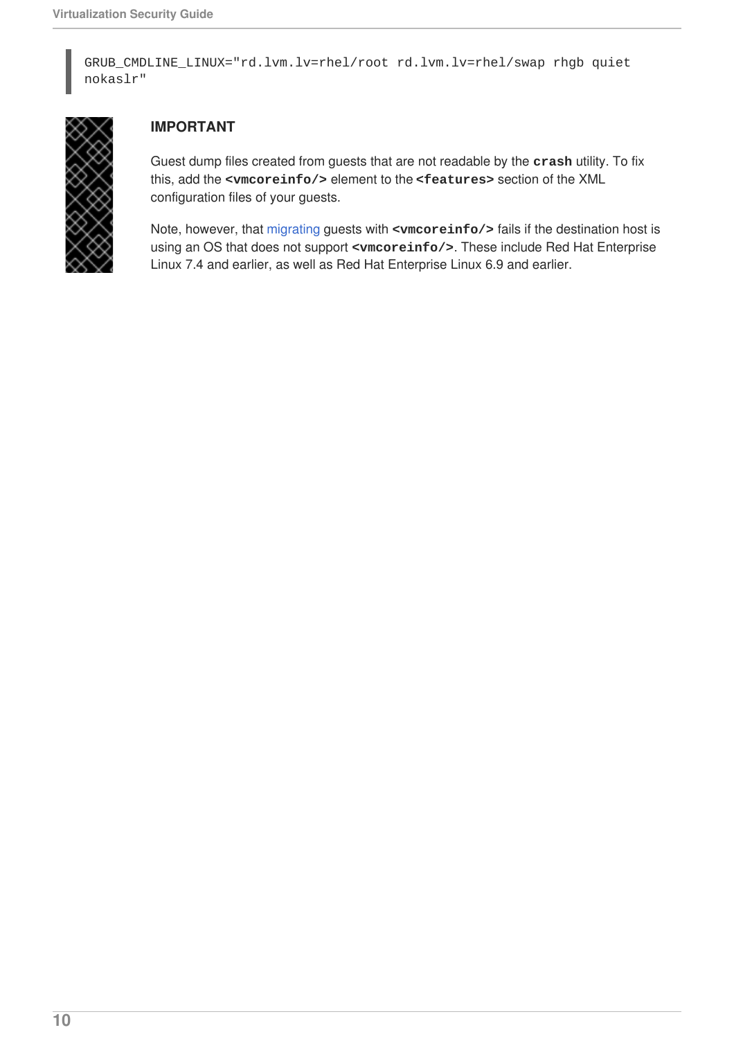```
GRUB_CMDLINE_LINUX="rd.lvm.lv=rhel/root rd.lvm.lv=rhel/swap rhgb quiet
nokaslr"
```

> **IMPORTANT**
>
> Guest dump files created from guests that are not readable by the **crash** utility. To fix this, add the **<vmcoreinfo/>** element to the **<features>** section of the XML configuration files of your guests.
>
> Note, however, that migrating guests with **<vmcoreinfo/>** fails if the destination host is using an OS that does not support **<vmcoreinfo/>**. These include Red Hat Enterprise Linux 7.4 and earlier, as well as Red Hat Enterprise Linux 6.9 and earlier.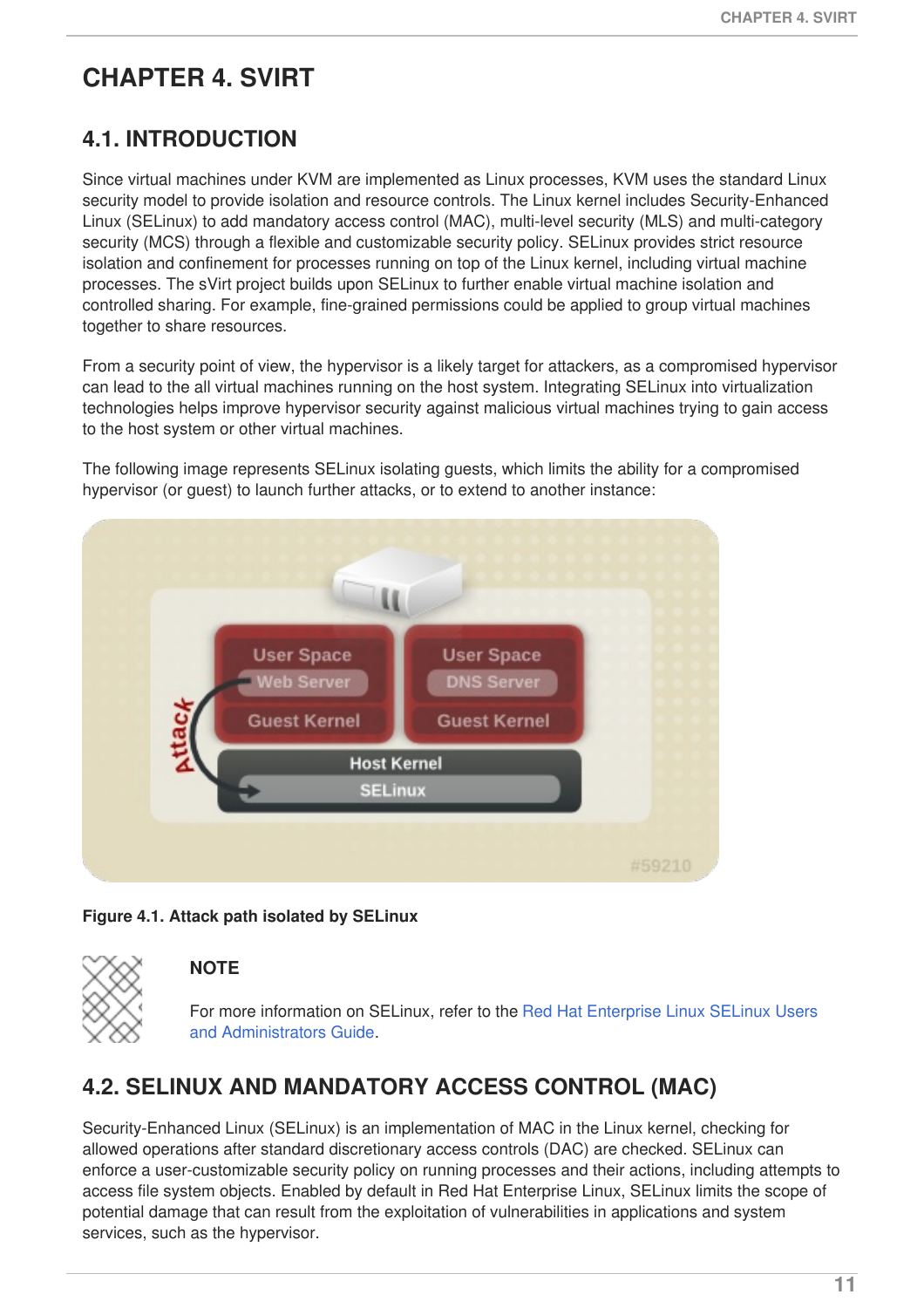# CHAPTER 4. SVIRT

## 4.1. INTRODUCTION

Since virtual machines under KVM are implemented as Linux processes, KVM uses the standard Linux security model to provide isolation and resource controls. The Linux kernel includes Security-Enhanced Linux (SELinux) to add mandatory access control (MAC), multi-level security (MLS) and multi-category security (MCS) through a flexible and customizable security policy. SELinux provides strict resource isolation and confinement for processes running on top of the Linux kernel, including virtual machine processes. The sVirt project builds upon SELinux to further enable virtual machine isolation and controlled sharing. For example, fine-grained permissions could be applied to group virtual machines together to share resources.

From a security point of view, the hypervisor is a likely target for attackers, as a compromised hypervisor can lead to the all virtual machines running on the host system. Integrating SELinux into virtualization technologies helps improve hypervisor security against malicious virtual machines trying to gain access to the host system or other virtual machines.

The following image represents SELinux isolating guests, which limits the ability for a compromised hypervisor (or guest) to launch further attacks, or to extend to another instance:

**Figure 4.1. Attack path isolated by SELinux**

**NOTE**

For more information on SELinux, refer to the Red Hat Enterprise Linux SELinux Users and Administrators Guide.

## 4.2. SELINUX AND MANDATORY ACCESS CONTROL (MAC)

Security-Enhanced Linux (SELinux) is an implementation of MAC in the Linux kernel, checking for allowed operations after standard discretionary access controls (DAC) are checked. SELinux can enforce a user-customizable security policy on running processes and their actions, including attempts to access file system objects. Enabled by default in Red Hat Enterprise Linux, SELinux limits the scope of potential damage that can result from the exploitation of vulnerabilities in applications and system services, such as the hypervisor.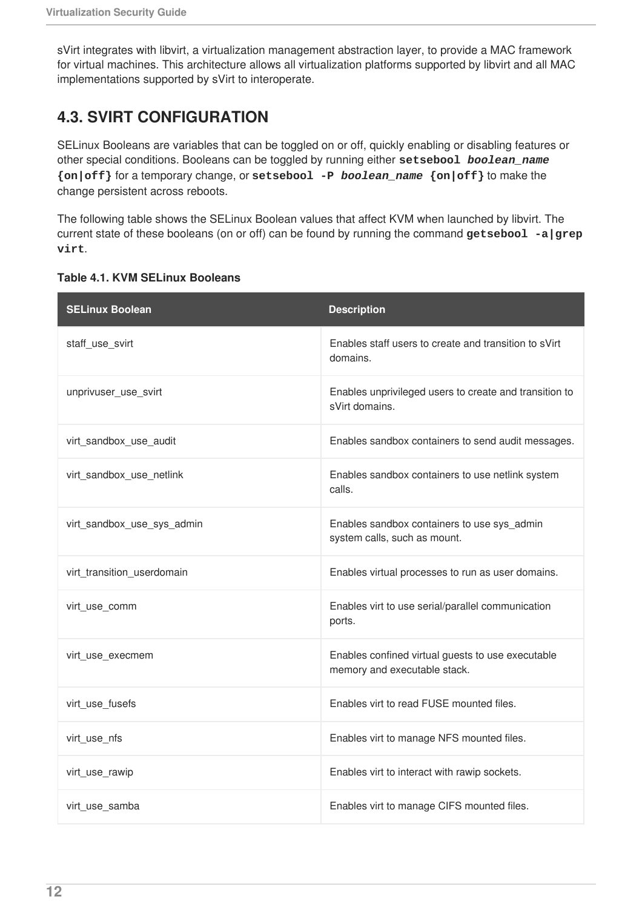sVirt integrates with libvirt, a virtualization management abstraction layer, to provide a MAC framework for virtual machines. This architecture allows all virtualization platforms supported by libvirt and all MAC implementations supported by sVirt to interoperate.

## 4.3. SVIRT CONFIGURATION

SELinux Booleans are variables that can be toggled on or off, quickly enabling or disabling features or other special conditions. Booleans can be toggled by running either **`setsebool`** ***`boolean_name`*** **`{on|off}`** for a temporary change, or **`setsebool -P`** ***`boolean_name`*** **`{on|off}`** to make the change persistent across reboots.

The following table shows the SELinux Boolean values that affect KVM when launched by libvirt. The current state of these booleans (on or off) can be found by running the command **`getsebool -a|grep virt`**.

**Table 4.1. KVM SELinux Booleans**

| SELinux Boolean | Description |
| --- | --- |
| staff_use_svirt | Enables staff users to create and transition to sVirt domains. |
| unprivuser_use_svirt | Enables unprivileged users to create and transition to sVirt domains. |
| virt_sandbox_use_audit | Enables sandbox containers to send audit messages. |
| virt_sandbox_use_netlink | Enables sandbox containers to use netlink system calls. |
| virt_sandbox_use_sys_admin | Enables sandbox containers to use sys_admin system calls, such as mount. |
| virt_transition_userdomain | Enables virtual processes to run as user domains. |
| virt_use_comm | Enables virt to use serial/parallel communication ports. |
| virt_use_execmem | Enables confined virtual guests to use executable memory and executable stack. |
| virt_use_fusefs | Enables virt to read FUSE mounted files. |
| virt_use_nfs | Enables virt to manage NFS mounted files. |
| virt_use_rawip | Enables virt to interact with rawip sockets. |
| virt_use_samba | Enables virt to manage CIFS mounted files. |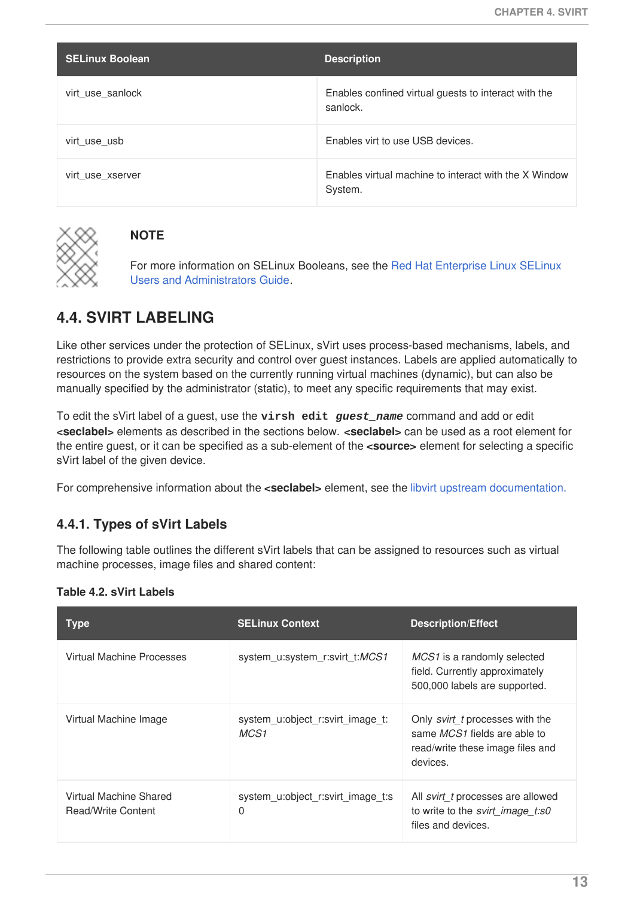| SELinux Boolean | Description |
| --- | --- |
| virt_use_sanlock | Enables confined virtual guests to interact with the sanlock. |
| virt_use_usb | Enables virt to use USB devices. |
| virt_use_xserver | Enables virtual machine to interact with the X Window System. |

> **NOTE**
>
> For more information on SELinux Booleans, see the Red Hat Enterprise Linux SELinux Users and Administrators Guide.

## 4.4. SVIRT LABELING

Like other services under the protection of SELinux, sVirt uses process-based mechanisms, labels, and restrictions to provide extra security and control over guest instances. Labels are applied automatically to resources on the system based on the currently running virtual machines (dynamic), but can also be manually specified by the administrator (static), to meet any specific requirements that may exist.

To edit the sVirt label of a guest, use the **`virsh edit`** ***`guest_name`*** command and add or edit **<seclabel>** elements as described in the sections below. **<seclabel>** can be used as a root element for the entire guest, or it can be specified as a sub-element of the **<source>** element for selecting a specific sVirt label of the given device.

For comprehensive information about the **<seclabel>** element, see the libvirt upstream documentation.

### 4.4.1. Types of sVirt Labels

The following table outlines the different sVirt labels that can be assigned to resources such as virtual machine processes, image files and shared content:

**Table 4.2. sVirt Labels**

| Type | SELinux Context | Description/Effect |
| --- | --- | --- |
| Virtual Machine Processes | system_u:system_r:svirt_t:*MCS1* | *MCS1* is a randomly selected field. Currently approximately 500,000 labels are supported. |
| Virtual Machine Image | system_u:object_r:svirt_image_t:*MCS1* | Only *svirt_t* processes with the same *MCS1* fields are able to read/write these image files and devices. |
| Virtual Machine Shared Read/Write Content | system_u:object_r:svirt_image_t:s0 | All *svirt_t* processes are allowed to write to the *svirt_image_t:s0* files and devices. |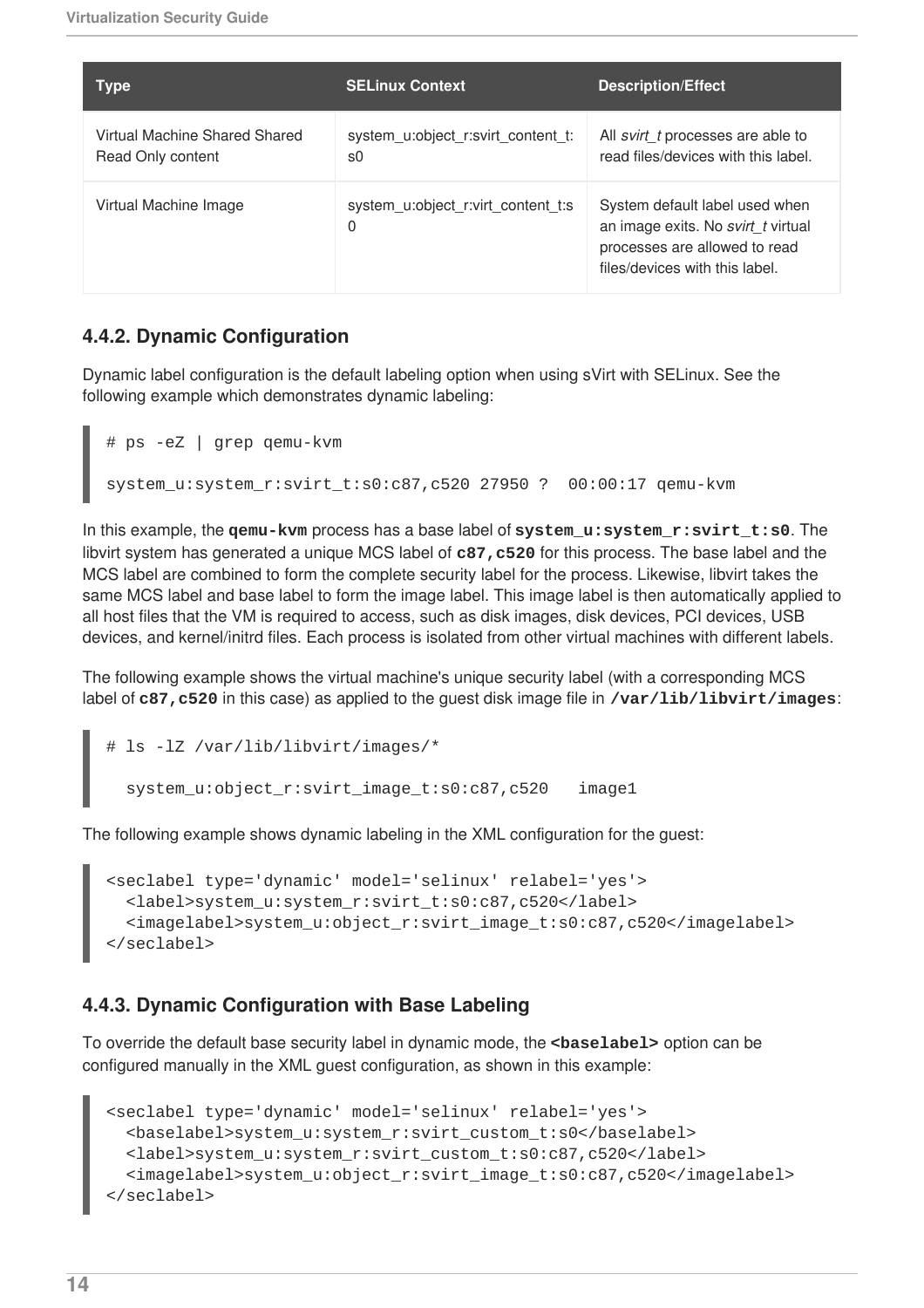| Type | SELinux Context | Description/Effect |
| --- | --- | --- |
| Virtual Machine Shared Shared Read Only content | system_u:object_r:svirt_content_t:s0 | All *svirt_t* processes are able to read files/devices with this label. |
| Virtual Machine Image | system_u:object_r:virt_content_t:s0 | System default label used when an image exits. No *svirt_t* virtual processes are allowed to read files/devices with this label. |

### 4.4.2. Dynamic Configuration

Dynamic label configuration is the default labeling option when using sVirt with SELinux. See the following example which demonstrates dynamic labeling:

```
# ps -eZ | grep qemu-kvm

system_u:system_r:svirt_t:s0:c87,c520 27950 ?  00:00:17 qemu-kvm
```

In this example, the **`qemu-kvm`** process has a base label of **`system_u:system_r:svirt_t:s0`**. The libvirt system has generated a unique MCS label of **`c87,c520`** for this process. The base label and the MCS label are combined to form the complete security label for the process. Likewise, libvirt takes the same MCS label and base label to form the image label. This image label is then automatically applied to all host files that the VM is required to access, such as disk images, disk devices, PCI devices, USB devices, and kernel/initrd files. Each process is isolated from other virtual machines with different labels.

The following example shows the virtual machine's unique security label (with a corresponding MCS label of **`c87,c520`** in this case) as applied to the guest disk image file in **`/var/lib/libvirt/images`**:

```
# ls -lZ /var/lib/libvirt/images/*

  system_u:object_r:svirt_image_t:s0:c87,c520   image1
```

The following example shows dynamic labeling in the XML configuration for the guest:

```
<seclabel type='dynamic' model='selinux' relabel='yes'>
  <label>system_u:system_r:svirt_t:s0:c87,c520</label>
  <imagelabel>system_u:object_r:svirt_image_t:s0:c87,c520</imagelabel>
</seclabel>
```

### 4.4.3. Dynamic Configuration with Base Labeling

To override the default base security label in dynamic mode, the **`<baselabel>`** option can be configured manually in the XML guest configuration, as shown in this example:

```
<seclabel type='dynamic' model='selinux' relabel='yes'>
  <baselabel>system_u:system_r:svirt_custom_t:s0</baselabel>
  <label>system_u:system_r:svirt_custom_t:s0:c87,c520</label>
  <imagelabel>system_u:object_r:svirt_image_t:s0:c87,c520</imagelabel>
</seclabel>
```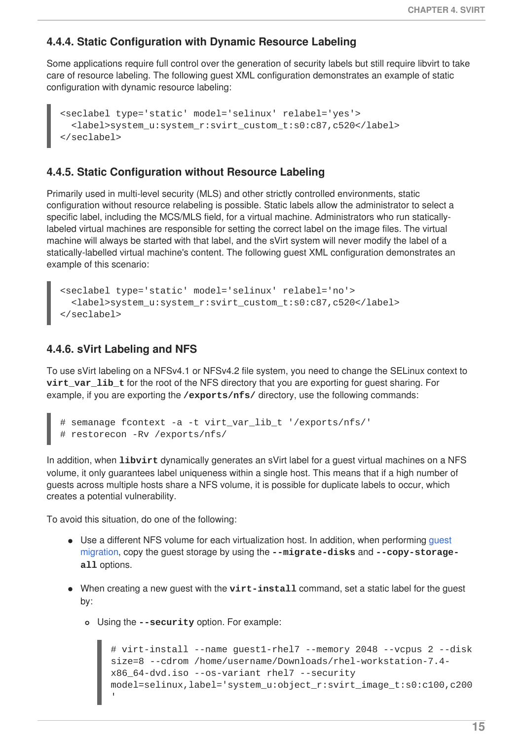### 4.4.4. Static Configuration with Dynamic Resource Labeling

Some applications require full control over the generation of security labels but still require libvirt to take care of resource labeling. The following guest XML configuration demonstrates an example of static configuration with dynamic resource labeling:

```
<seclabel type='static' model='selinux' relabel='yes'>
  <label>system_u:system_r:svirt_custom_t:s0:c87,c520</label>
</seclabel>
```

### 4.4.5. Static Configuration without Resource Labeling

Primarily used in multi-level security (MLS) and other strictly controlled environments, static configuration without resource relabeling is possible. Static labels allow the administrator to select a specific label, including the MCS/MLS field, for a virtual machine. Administrators who run statically-labeled virtual machines are responsible for setting the correct label on the image files. The virtual machine will always be started with that label, and the sVirt system will never modify the label of a statically-labelled virtual machine's content. The following guest XML configuration demonstrates an example of this scenario:

```
<seclabel type='static' model='selinux' relabel='no'>
  <label>system_u:system_r:svirt_custom_t:s0:c87,c520</label>
</seclabel>
```

### 4.4.6. sVirt Labeling and NFS

To use sVirt labeling on a NFSv4.1 or NFSv4.2 file system, you need to change the SELinux context to **virt_var_lib_t** for the root of the NFS directory that you are exporting for guest sharing. For example, if you are exporting the **/exports/nfs/** directory, use the following commands:

```
# semanage fcontext -a -t virt_var_lib_t '/exports/nfs/'
# restorecon -Rv /exports/nfs/
```

In addition, when **libvirt** dynamically generates an sVirt label for a guest virtual machines on a NFS volume, it only guarantees label uniqueness within a single host. This means that if a high number of guests across multiple hosts share a NFS volume, it is possible for duplicate labels to occur, which creates a potential vulnerability.

To avoid this situation, do one of the following:

- Use a different NFS volume for each virtualization host. In addition, when performing guest migration, copy the guest storage by using the **--migrate-disks** and **--copy-storage-all** options.
- When creating a new guest with the **virt-install** command, set a static label for the guest by:
  - Using the **--security** option. For example:

    ```
    # virt-install --name guest1-rhel7 --memory 2048 --vcpus 2 --disk size=8 --cdrom /home/username/Downloads/rhel-workstation-7.4-x86_64-dvd.iso --os-variant rhel7 --security model=selinux,label='system_u:object_r:svirt_image_t:s0:c100,c200'
    ```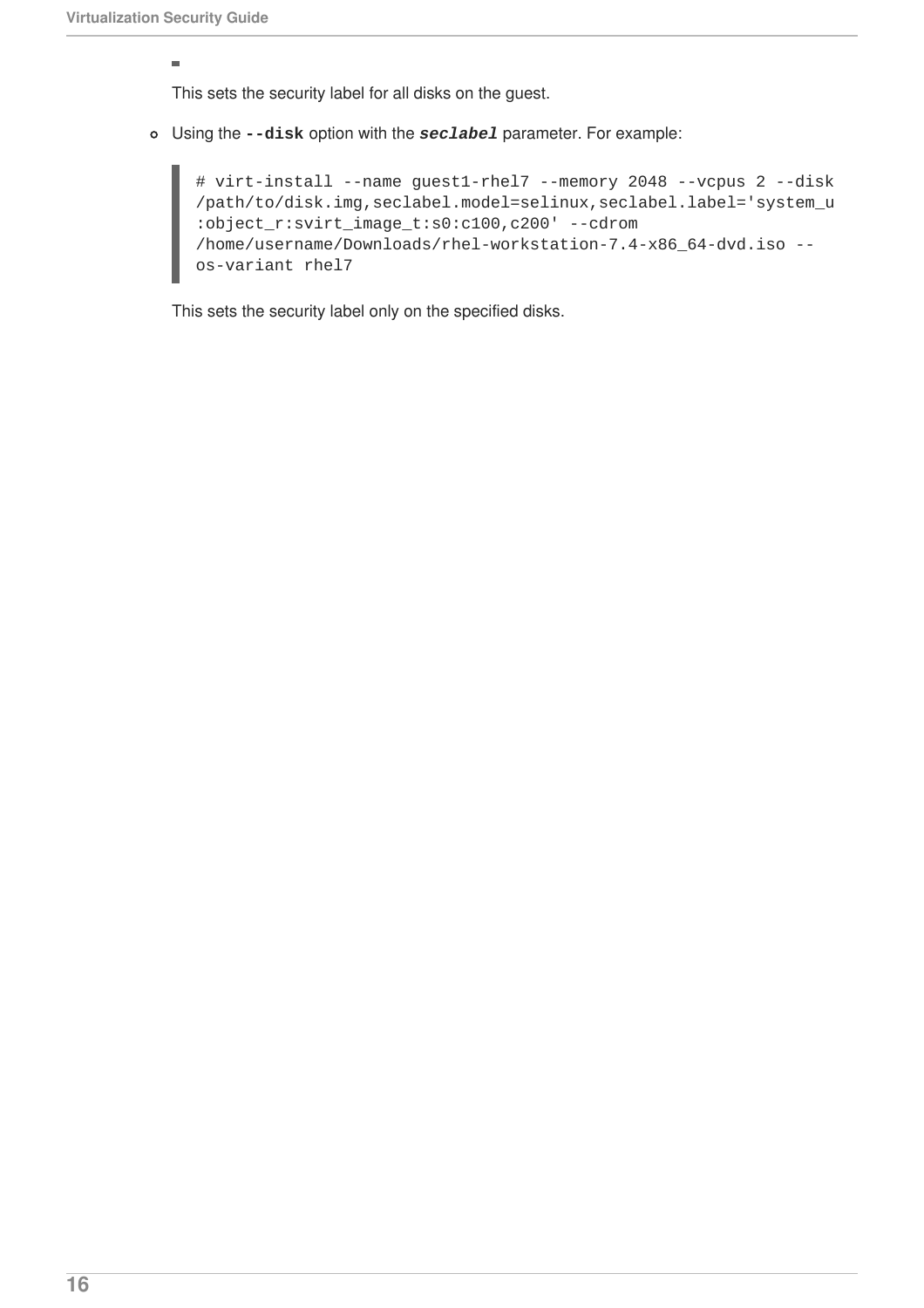-

This sets the security label for all disks on the guest.

- Using the **`--disk`** option with the ***`seclabel`*** parameter. For example:

```
# virt-install --name guest1-rhel7 --memory 2048 --vcpus 2 --disk
/path/to/disk.img,seclabel.model=selinux,seclabel.label='system_u
:object_r:svirt_image_t:s0:c100,c200' --cdrom
/home/username/Downloads/rhel-workstation-7.4-x86_64-dvd.iso --
os-variant rhel7
```

This sets the security label only on the specified disks.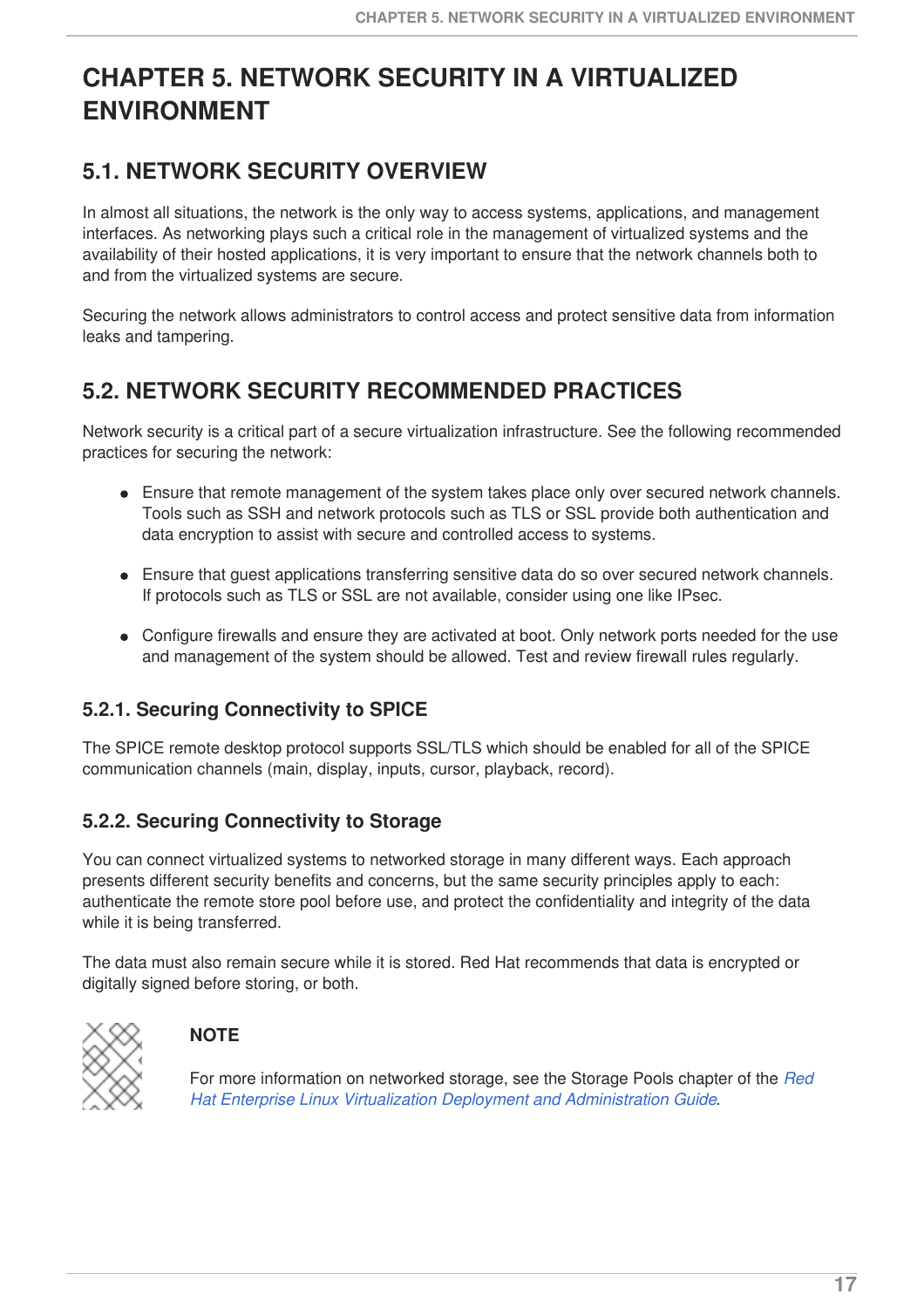# CHAPTER 5. NETWORK SECURITY IN A VIRTUALIZED ENVIRONMENT

## 5.1. NETWORK SECURITY OVERVIEW

In almost all situations, the network is the only way to access systems, applications, and management interfaces. As networking plays such a critical role in the management of virtualized systems and the availability of their hosted applications, it is very important to ensure that the network channels both to and from the virtualized systems are secure.

Securing the network allows administrators to control access and protect sensitive data from information leaks and tampering.

## 5.2. NETWORK SECURITY RECOMMENDED PRACTICES

Network security is a critical part of a secure virtualization infrastructure. See the following recommended practices for securing the network:

- Ensure that remote management of the system takes place only over secured network channels. Tools such as SSH and network protocols such as TLS or SSL provide both authentication and data encryption to assist with secure and controlled access to systems.
- Ensure that guest applications transferring sensitive data do so over secured network channels. If protocols such as TLS or SSL are not available, consider using one like IPsec.
- Configure firewalls and ensure they are activated at boot. Only network ports needed for the use and management of the system should be allowed. Test and review firewall rules regularly.

### 5.2.1. Securing Connectivity to SPICE

The SPICE remote desktop protocol supports SSL/TLS which should be enabled for all of the SPICE communication channels (main, display, inputs, cursor, playback, record).

### 5.2.2. Securing Connectivity to Storage

You can connect virtualized systems to networked storage in many different ways. Each approach presents different security benefits and concerns, but the same security principles apply to each: authenticate the remote store pool before use, and protect the confidentiality and integrity of the data while it is being transferred.

The data must also remain secure while it is stored. Red Hat recommends that data is encrypted or digitally signed before storing, or both.

**NOTE**

For more information on networked storage, see the Storage Pools chapter of the *Red Hat Enterprise Linux Virtualization Deployment and Administration Guide*.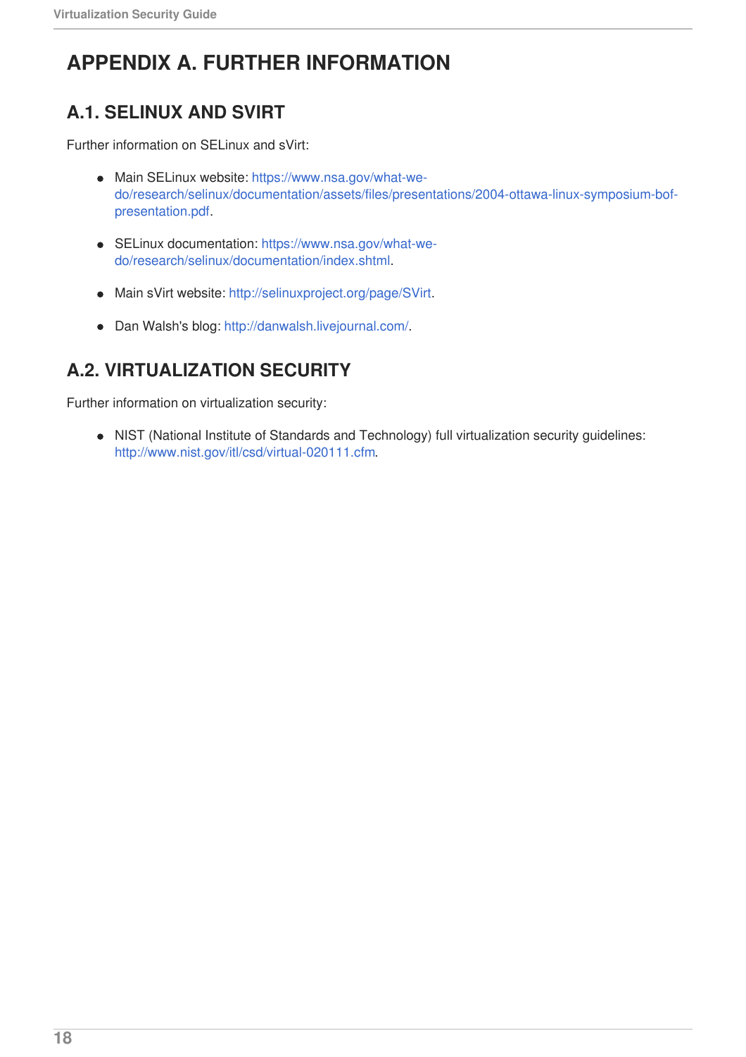# APPENDIX A. FURTHER INFORMATION

## A.1. SELINUX AND SVIRT

Further information on SELinux and sVirt:

- Main SELinux website: https://www.nsa.gov/what-we-do/research/selinux/documentation/assets/files/presentations/2004-ottawa-linux-symposium-bof-presentation.pdf.
- SELinux documentation: https://www.nsa.gov/what-we-do/research/selinux/documentation/index.shtml.
- Main sVirt website: http://selinuxproject.org/page/SVirt.
- Dan Walsh's blog: http://danwalsh.livejournal.com/.

## A.2. VIRTUALIZATION SECURITY

Further information on virtualization security:

- NIST (National Institute of Standards and Technology) full virtualization security guidelines: http://www.nist.gov/itl/csd/virtual-020111.cfm.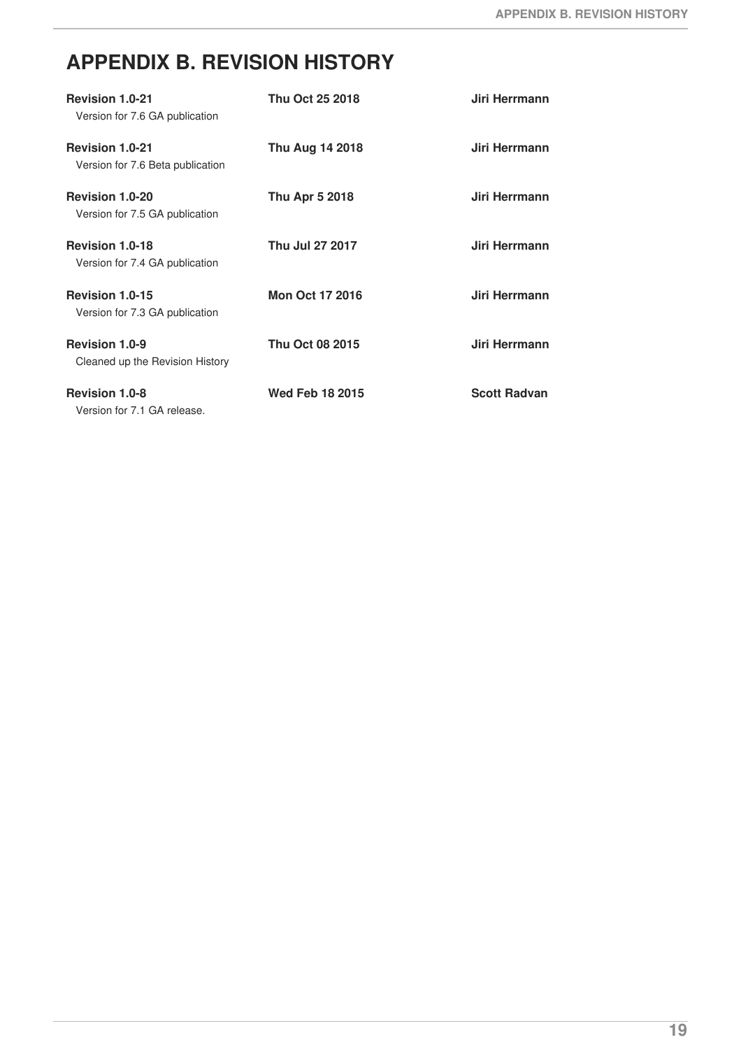# APPENDIX B. REVISION HISTORY

**Revision 1.0-21** **Thu Oct 25 2018** **Jiri Herrmann**

Version for 7.6 GA publication

**Revision 1.0-21** **Thu Aug 14 2018** **Jiri Herrmann**

Version for 7.6 Beta publication

**Revision 1.0-20** **Thu Apr 5 2018** **Jiri Herrmann**

Version for 7.5 GA publication

**Revision 1.0-18** **Thu Jul 27 2017** **Jiri Herrmann**

Version for 7.4 GA publication

**Revision 1.0-15** **Mon Oct 17 2016** **Jiri Herrmann**

Version for 7.3 GA publication

**Revision 1.0-9** **Thu Oct 08 2015** **Jiri Herrmann**

Cleaned up the Revision History

**Revision 1.0-8** **Wed Feb 18 2015** **Scott Radvan**

Version for 7.1 GA release.